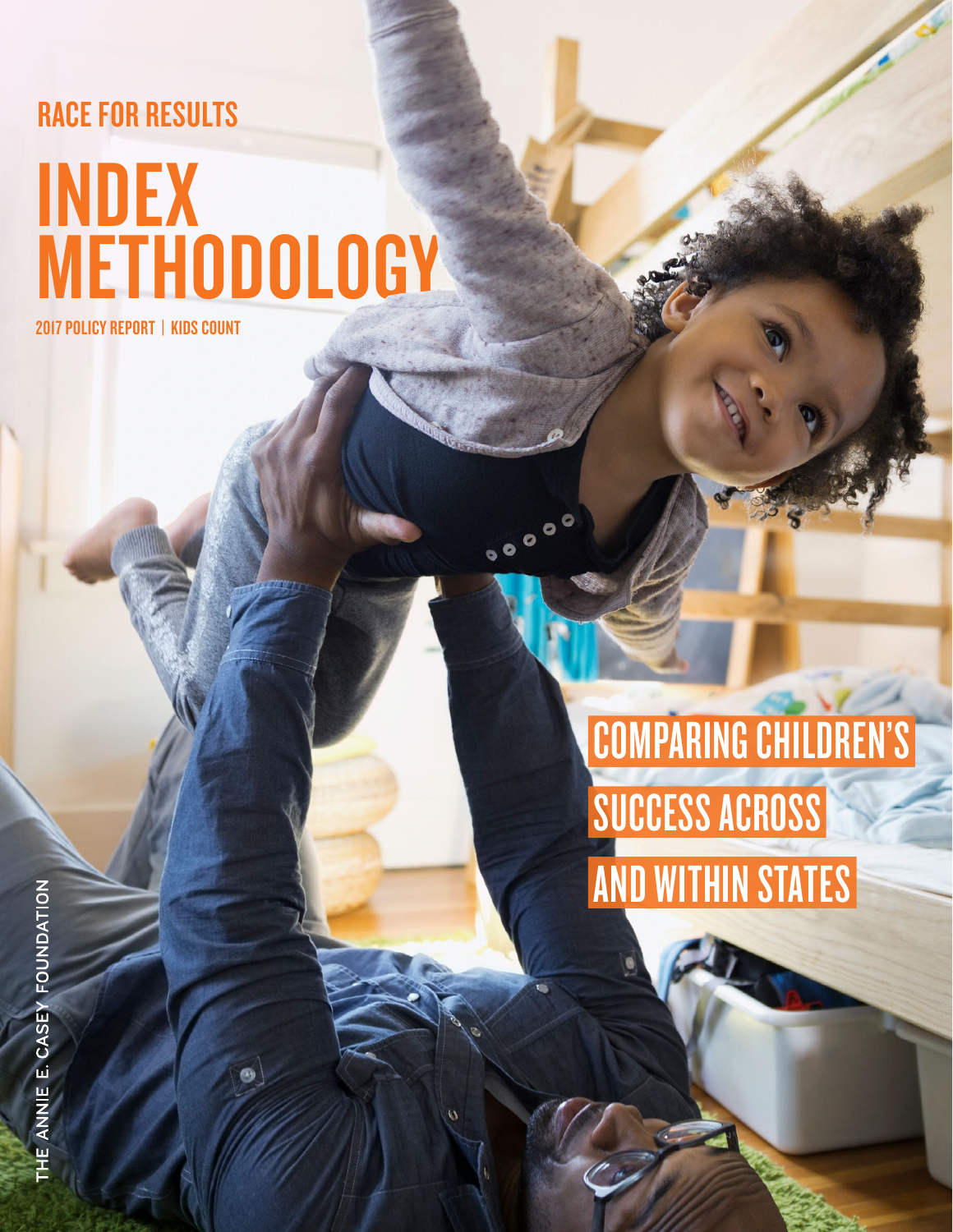RACE FOR RESULTS

# INDEX METHODOLOGY

2017 POLICY REPORT | KIDS COUNT

## COMPARING CHILDREN'S SUCCESS ACROSS AND WITHIN STATES

THE ANNIE E. CASEY FOUNDATION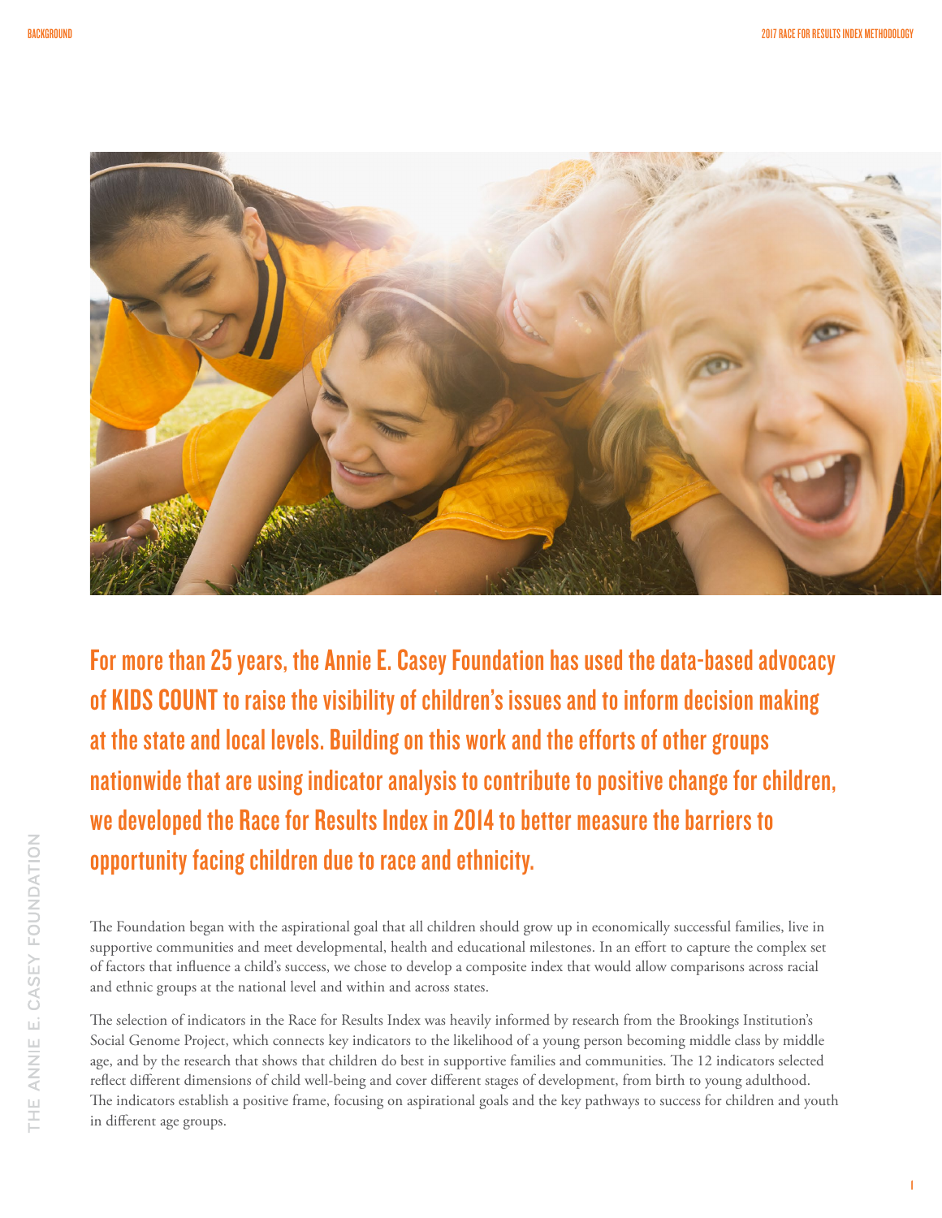**For more than 25 years, the Annie E. Casey Foundation has used the data-based advocacy of KIDS COUNT to raise the visibility of children's issues and to inform decision making at the state and local levels. Building on this work and the efforts of other groups nationwide that are using indicator analysis to contribute to positive change for children, we developed the Race for Results Index in 2014 to better measure the barriers to opportunity facing children due to race and ethnicity.**

The Foundation began with the aspirational goal that all children should grow up in economically successful families, live in supportive communities and meet developmental, health and educational milestones. In an effort to capture the complex set of factors that influence a child's success, we chose to develop a composite index that would allow comparisons across racial and ethnic groups at the national level and within and across states.

The selection of indicators in the Race for Results Index was heavily informed by research from the Brookings Institution's Social Genome Project, which connects key indicators to the likelihood of a young person becoming middle class by middle age, and by the research that shows that children do best in supportive families and communities. The 12 indicators selected reflect different dimensions of child well-being and cover different stages of development, from birth to young adulthood. The indicators establish a positive frame, focusing on aspirational goals and the key pathways to success for children and youth in different age groups.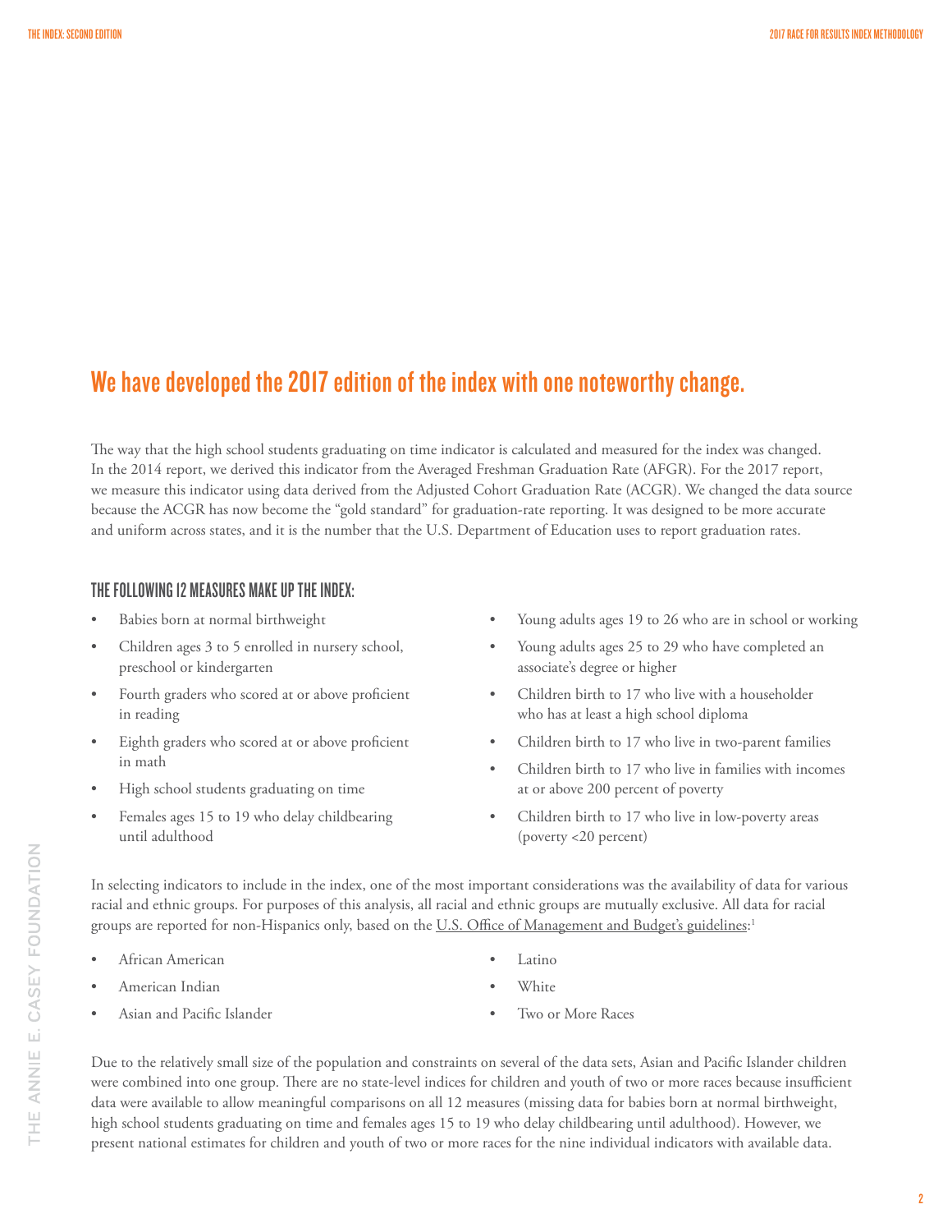## We have developed the 2017 edition of the index with one noteworthy change.

The way that the high school students graduating on time indicator is calculated and measured for the index was changed. In the 2014 report, we derived this indicator from the Averaged Freshman Graduation Rate (AFGR). For the 2017 report, we measure this indicator using data derived from the Adjusted Cohort Graduation Rate (ACGR). We changed the data source because the ACGR has now become the "gold standard" for graduation-rate reporting. It was designed to be more accurate and uniform across states, and it is the number that the U.S. Department of Education uses to report graduation rates.

### THE FOLLOWING 12 MEASURES MAKE UP THE INDEX:

- Babies born at normal birthweight
- Children ages 3 to 5 enrolled in nursery school, preschool or kindergarten
- Fourth graders who scored at or above proficient in reading
- Eighth graders who scored at or above proficient in math
- High school students graduating on time
- Females ages 15 to 19 who delay childbearing until adulthood
- Young adults ages 19 to 26 who are in school or working
- Young adults ages 25 to 29 who have completed an associate's degree or higher
- Children birth to 17 who live with a householder who has at least a high school diploma
- Children birth to 17 who live in two-parent families
- Children birth to 17 who live in families with incomes at or above 200 percent of poverty
- Children birth to 17 who live in low-poverty areas (poverty <20 percent)

In selecting indicators to include in the index, one of the most important considerations was the availability of data for various racial and ethnic groups. For purposes of this analysis, all racial and ethnic groups are mutually exclusive. All data for racial groups are reported for non-Hispanics only, based on the U.S. Office of Management and Budget's guidelines:[1]

- African American
- American Indian
- Asian and Pacific Islander
- Latino
- White
- Two or More Races

Due to the relatively small size of the population and constraints on several of the data sets, Asian and Pacific Islander children were combined into one group. There are no state-level indices for children and youth of two or more races because insufficient data were available to allow meaningful comparisons on all 12 measures (missing data for babies born at normal birthweight, high school students graduating on time and females ages 15 to 19 who delay childbearing until adulthood). However, we present national estimates for children and youth of two or more races for the nine individual indicators with available data.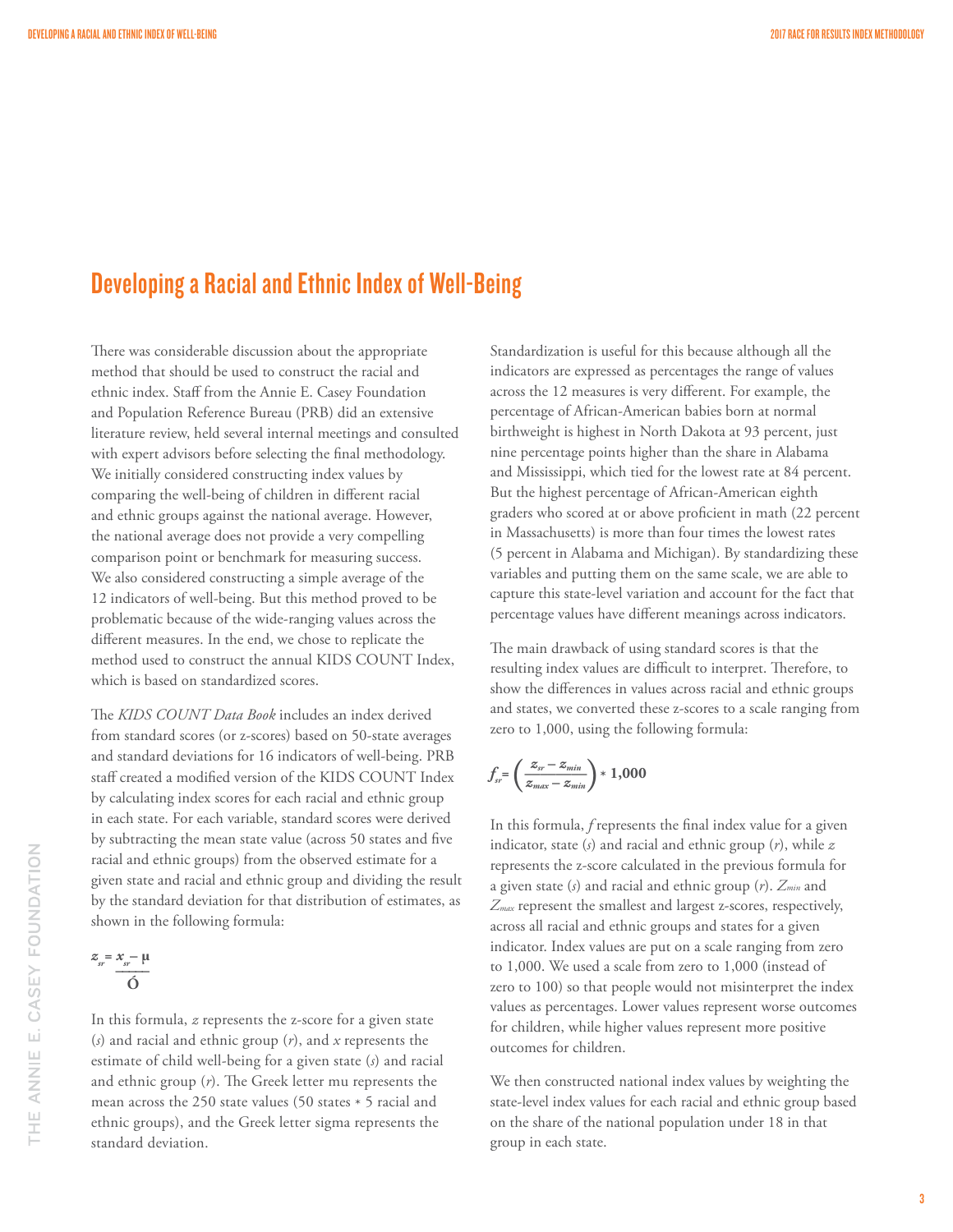## Developing a Racial and Ethnic Index of Well-Being

There was considerable discussion about the appropriate method that should be used to construct the racial and ethnic index. Staff from the Annie E. Casey Foundation and Population Reference Bureau (PRB) did an extensive literature review, held several internal meetings and consulted with expert advisors before selecting the final methodology. We initially considered constructing index values by comparing the well-being of children in different racial and ethnic groups against the national average. However, the national average does not provide a very compelling comparison point or benchmark for measuring success. We also considered constructing a simple average of the 12 indicators of well-being. But this method proved to be problematic because of the wide-ranging values across the different measures. In the end, we chose to replicate the method used to construct the annual KIDS COUNT Index, which is based on standardized scores.

The *KIDS COUNT Data Book* includes an index derived from standard scores (or z-scores) based on 50-state averages and standard deviations for 16 indicators of well-being. PRB staff created a modified version of the KIDS COUNT Index by calculating index scores for each racial and ethnic group in each state. For each variable, standard scores were derived by subtracting the mean state value (across 50 states and five racial and ethnic groups) from the observed estimate for a given state and racial and ethnic group and dividing the result by the standard deviation for that distribution of estimates, as shown in the following formula:

$$z_{sr} = \frac{x_{sr} - \mu}{\sigma}$$

In this formula, $z$ represents the z-score for a given state ($s$) and racial and ethnic group ($r$), and $x$ represents the estimate of child well-being for a given state ($s$) and racial and ethnic group ($r$). The Greek letter mu represents the mean across the 250 state values (50 states * 5 racial and ethnic groups), and the Greek letter sigma represents the standard deviation.

Standardization is useful for this because although all the indicators are expressed as percentages the range of values across the 12 measures is very different. For example, the percentage of African-American babies born at normal birthweight is highest in North Dakota at 93 percent, just nine percentage points higher than the share in Alabama and Mississippi, which tied for the lowest rate at 84 percent. But the highest percentage of African-American eighth graders who scored at or above proficient in math (22 percent in Massachusetts) is more than four times the lowest rates (5 percent in Alabama and Michigan). By standardizing these variables and putting them on the same scale, we are able to capture this state-level variation and account for the fact that percentage values have different meanings across indicators.

The main drawback of using standard scores is that the resulting index values are difficult to interpret. Therefore, to show the differences in values across racial and ethnic groups and states, we converted these z-scores to a scale ranging from zero to 1,000, using the following formula:

$$f_{sr} = \left( \frac{z_{sr} - z_{min}}{z_{max} - z_{min}} \right) * 1{,}000$$

In this formula, $f$ represents the final index value for a given indicator, state ($s$) and racial and ethnic group ($r$), while $z$ represents the z-score calculated in the previous formula for a given state ($s$) and racial and ethnic group ($r$). $Z_{min}$ and $Z_{max}$ represent the smallest and largest z-scores, respectively, across all racial and ethnic groups and states for a given indicator. Index values are put on a scale ranging from zero to 1,000. We used a scale from zero to 1,000 (instead of zero to 100) so that people would not misinterpret the index values as percentages. Lower values represent worse outcomes for children, while higher values represent more positive outcomes for children.

We then constructed national index values by weighting the state-level index values for each racial and ethnic group based on the share of the national population under 18 in that group in each state.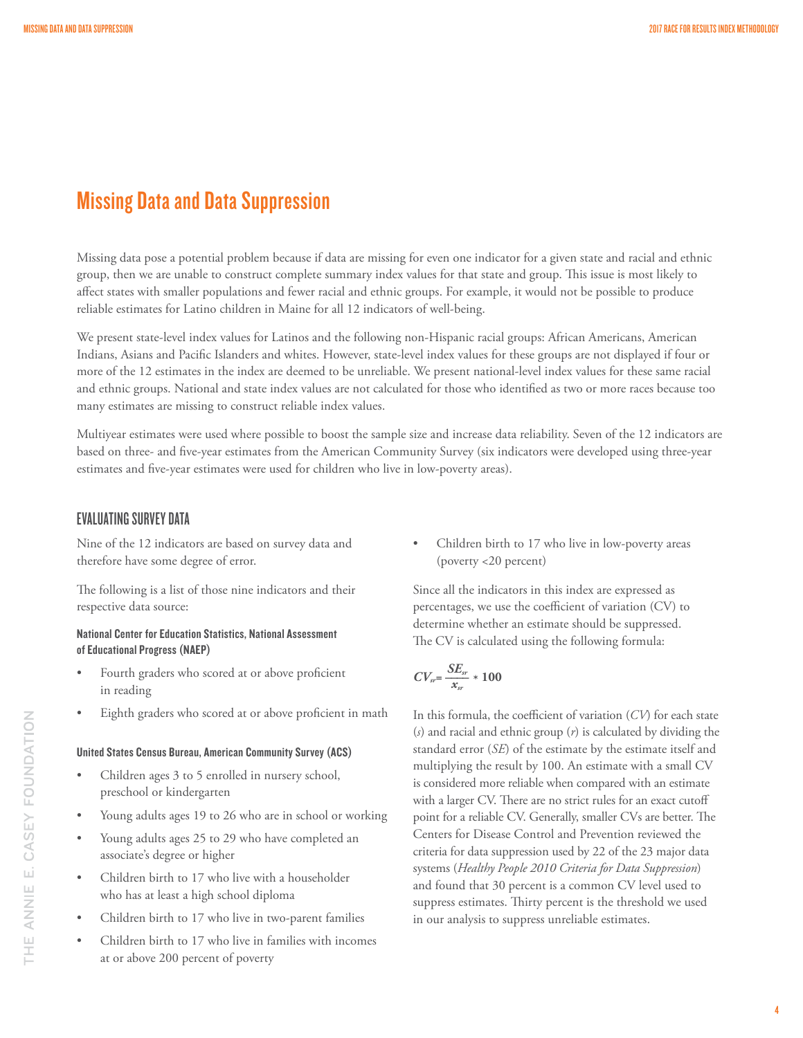# Missing Data and Data Suppression

Missing data pose a potential problem because if data are missing for even one indicator for a given state and racial and ethnic group, then we are unable to construct complete summary index values for that state and group. This issue is most likely to affect states with smaller populations and fewer racial and ethnic groups. For example, it would not be possible to produce reliable estimates for Latino children in Maine for all 12 indicators of well-being.

We present state-level index values for Latinos and the following non-Hispanic racial groups: African Americans, American Indians, Asians and Pacific Islanders and whites. However, state-level index values for these groups are not displayed if four or more of the 12 estimates in the index are deemed to be unreliable. We present national-level index values for these same racial and ethnic groups. National and state index values are not calculated for those who identified as two or more races because too many estimates are missing to construct reliable index values.

Multiyear estimates were used where possible to boost the sample size and increase data reliability. Seven of the 12 indicators are based on three- and five-year estimates from the American Community Survey (six indicators were developed using three-year estimates and five-year estimates were used for children who live in low-poverty areas).

## EVALUATING SURVEY DATA

Nine of the 12 indicators are based on survey data and therefore have some degree of error.

The following is a list of those nine indicators and their respective data source:

#### National Center for Education Statistics, National Assessment of Educational Progress (NAEP)

- Fourth graders who scored at or above proficient in reading
- Eighth graders who scored at or above proficient in math

#### United States Census Bureau, American Community Survey (ACS)

- Children ages 3 to 5 enrolled in nursery school, preschool or kindergarten
- Young adults ages 19 to 26 who are in school or working
- Young adults ages 25 to 29 who have completed an associate's degree or higher
- Children birth to 17 who live with a householder who has at least a high school diploma
- Children birth to 17 who live in two-parent families
- Children birth to 17 who live in families with incomes at or above 200 percent of poverty
- Children birth to 17 who live in low-poverty areas (poverty <20 percent)

Since all the indicators in this index are expressed as percentages, we use the coefficient of variation (CV) to determine whether an estimate should be suppressed. The CV is calculated using the following formula:

$$CV_{sr} = \frac{SE_{sr}}{x_{sr}} * 100$$

In this formula, the coefficient of variation (*CV*) for each state (*s*) and racial and ethnic group (*r*) is calculated by dividing the standard error (*SE*) of the estimate by the estimate itself and multiplying the result by 100. An estimate with a small CV is considered more reliable when compared with an estimate with a larger CV. There are no strict rules for an exact cutoff point for a reliable CV. Generally, smaller CVs are better. The Centers for Disease Control and Prevention reviewed the criteria for data suppression used by 22 of the 23 major data systems (*Healthy People 2010 Criteria for Data Suppression*) and found that 30 percent is a common CV level used to suppress estimates. Thirty percent is the threshold we used in our analysis to suppress unreliable estimates.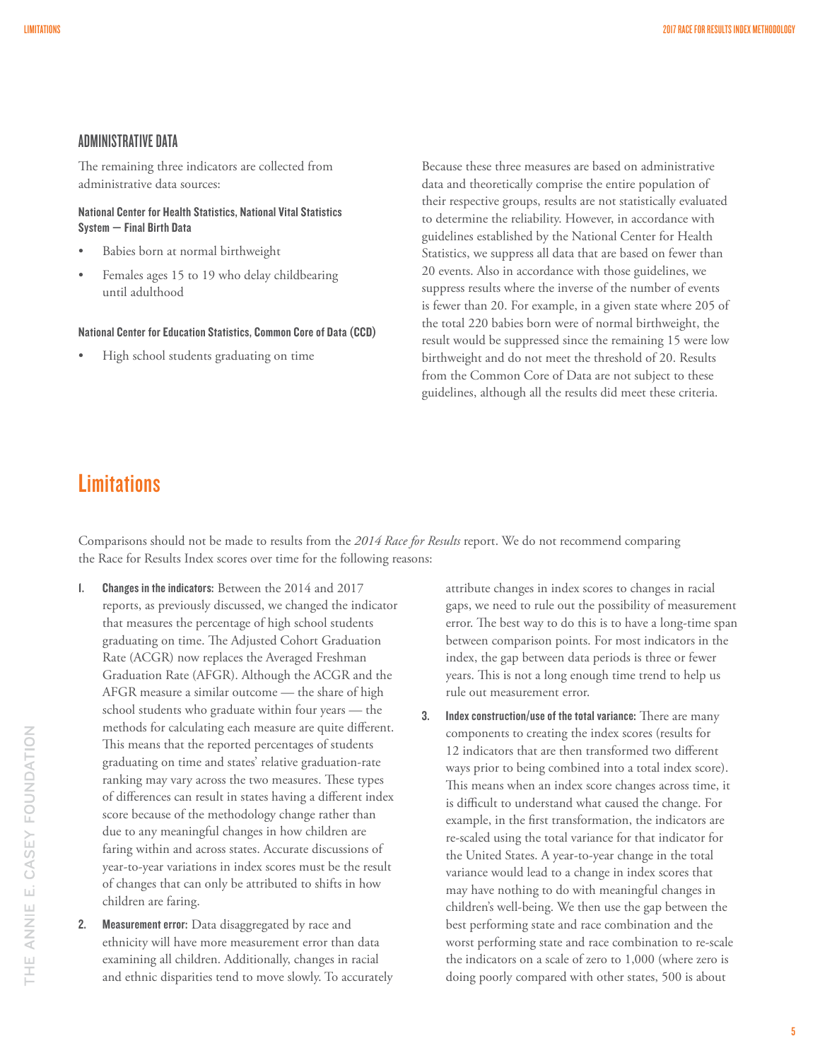### ADMINISTRATIVE DATA

The remaining three indicators are collected from administrative data sources:

**National Center for Health Statistics, National Vital Statistics System — Final Birth Data**

- Babies born at normal birthweight
- Females ages 15 to 19 who delay childbearing until adulthood

**National Center for Education Statistics, Common Core of Data (CCD)**

- High school students graduating on time

Because these three measures are based on administrative data and theoretically comprise the entire population of their respective groups, results are not statistically evaluated to determine the reliability. However, in accordance with guidelines established by the National Center for Health Statistics, we suppress all data that are based on fewer than 20 events. Also in accordance with those guidelines, we suppress results where the inverse of the number of events is fewer than 20. For example, in a given state where 205 of the total 220 babies born were of normal birthweight, the result would be suppressed since the remaining 15 were low birthweight and do not meet the threshold of 20. Results from the Common Core of Data are not subject to these guidelines, although all the results did meet these criteria.

## Limitations

Comparisons should not be made to results from the *2014 Race for Results* report. We do not recommend comparing the Race for Results Index scores over time for the following reasons:

1. **Changes in the indicators:** Between the 2014 and 2017 reports, as previously discussed, we changed the indicator that measures the percentage of high school students graduating on time. The Adjusted Cohort Graduation Rate (ACGR) now replaces the Averaged Freshman Graduation Rate (AFGR). Although the ACGR and the AFGR measure a similar outcome — the share of high school students who graduate within four years — the methods for calculating each measure are quite different. This means that the reported percentages of students graduating on time and states' relative graduation-rate ranking may vary across the two measures. These types of differences can result in states having a different index score because of the methodology change rather than due to any meaningful changes in how children are faring within and across states. Accurate discussions of year-to-year variations in index scores must be the result of changes that can only be attributed to shifts in how children are faring.

2. **Measurement error:** Data disaggregated by race and ethnicity will have more measurement error than data examining all children. Additionally, changes in racial and ethnic disparities tend to move slowly. To accurately attribute changes in index scores to changes in racial gaps, we need to rule out the possibility of measurement error. The best way to do this is to have a long-time span between comparison points. For most indicators in the index, the gap between data periods is three or fewer years. This is not a long enough time trend to help us rule out measurement error.

3. **Index construction/use of the total variance:** There are many components to creating the index scores (results for 12 indicators that are then transformed two different ways prior to being combined into a total index score). This means when an index score changes across time, it is difficult to understand what caused the change. For example, in the first transformation, the indicators are re-scaled using the total variance for that indicator for the United States. A year-to-year change in the total variance would lead to a change in index scores that may have nothing to do with meaningful changes in children's well-being. We then use the gap between the best performing state and race combination and the worst performing state and race combination to re-scale the indicators on a scale of zero to 1,000 (where zero is doing poorly compared with other states, 500 is about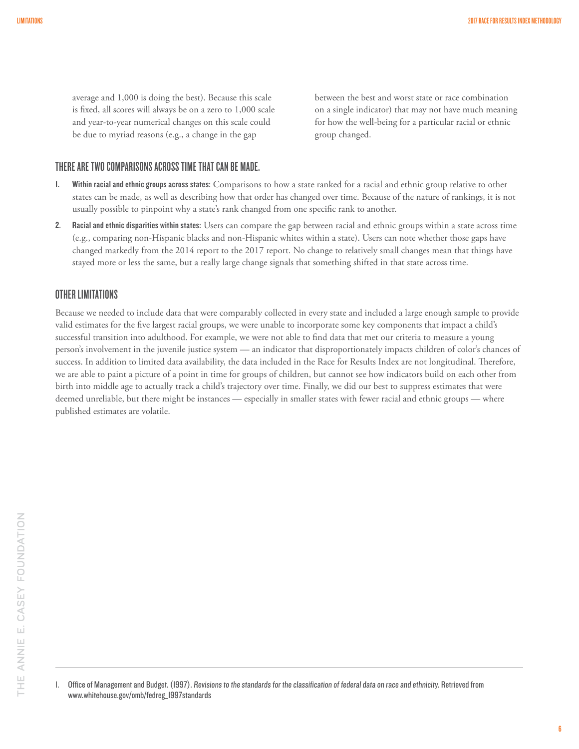average and 1,000 is doing the best). Because this scale is fixed, all scores will always be on a zero to 1,000 scale and year-to-year numerical changes on this scale could be due to myriad reasons (e.g., a change in the gap between the best and worst state or race combination on a single indicator) that may not have much meaning for how the well-being for a particular racial or ethnic group changed.

## THERE ARE TWO COMPARISONS ACROSS TIME THAT CAN BE MADE.

1. **Within racial and ethnic groups across states:** Comparisons to how a state ranked for a racial and ethnic group relative to other states can be made, as well as describing how that order has changed over time. Because of the nature of rankings, it is not usually possible to pinpoint why a state's rank changed from one specific rank to another.
2. **Racial and ethnic disparities within states:** Users can compare the gap between racial and ethnic groups within a state across time (e.g., comparing non-Hispanic blacks and non-Hispanic whites within a state). Users can note whether those gaps have changed markedly from the 2014 report to the 2017 report. No change to relatively small changes mean that things have stayed more or less the same, but a really large change signals that something shifted in that state across time.

## OTHER LIMITATIONS

Because we needed to include data that were comparably collected in every state and included a large enough sample to provide valid estimates for the five largest racial groups, we were unable to incorporate some key components that impact a child's successful transition into adulthood. For example, we were not able to find data that met our criteria to measure a young person's involvement in the juvenile justice system — an indicator that disproportionately impacts children of color's chances of success. In addition to limited data availability, the data included in the Race for Results Index are not longitudinal. Therefore, we are able to paint a picture of a point in time for groups of children, but cannot see how indicators build on each other from birth into middle age to actually track a child's trajectory over time. Finally, we did our best to suppress estimates that were deemed unreliable, but there might be instances — especially in smaller states with fewer racial and ethnic groups — where published estimates are volatile.

---

1. Office of Management and Budget. (1997). *Revisions to the standards for the classification of federal data on race and ethnicity*. Retrieved from www.whitehouse.gov/omb/fedreg_1997standards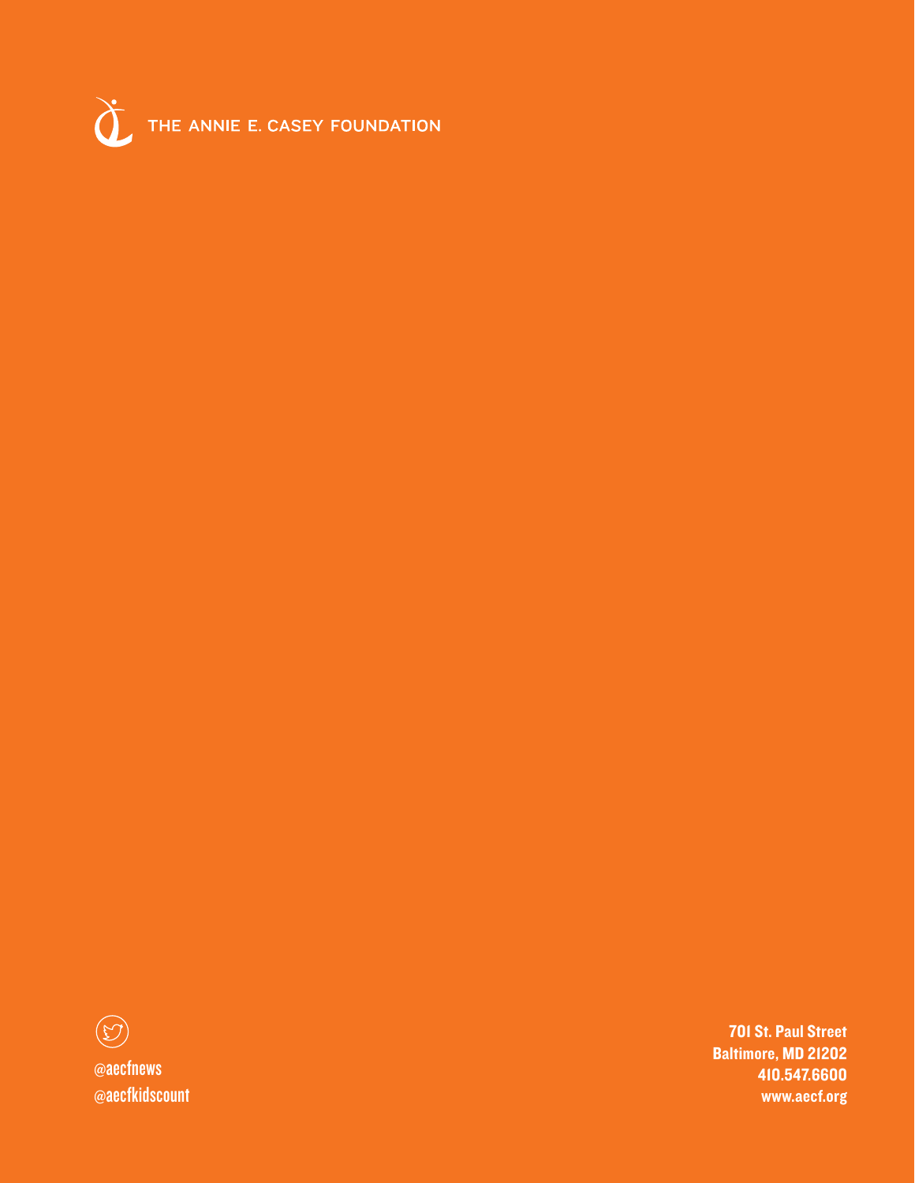THE ANNIE E. CASEY FOUNDATION

@aecfnews
@aecfkidscount

701 St. Paul Street
Baltimore, MD 21202
410.547.6600
www.aecf.org